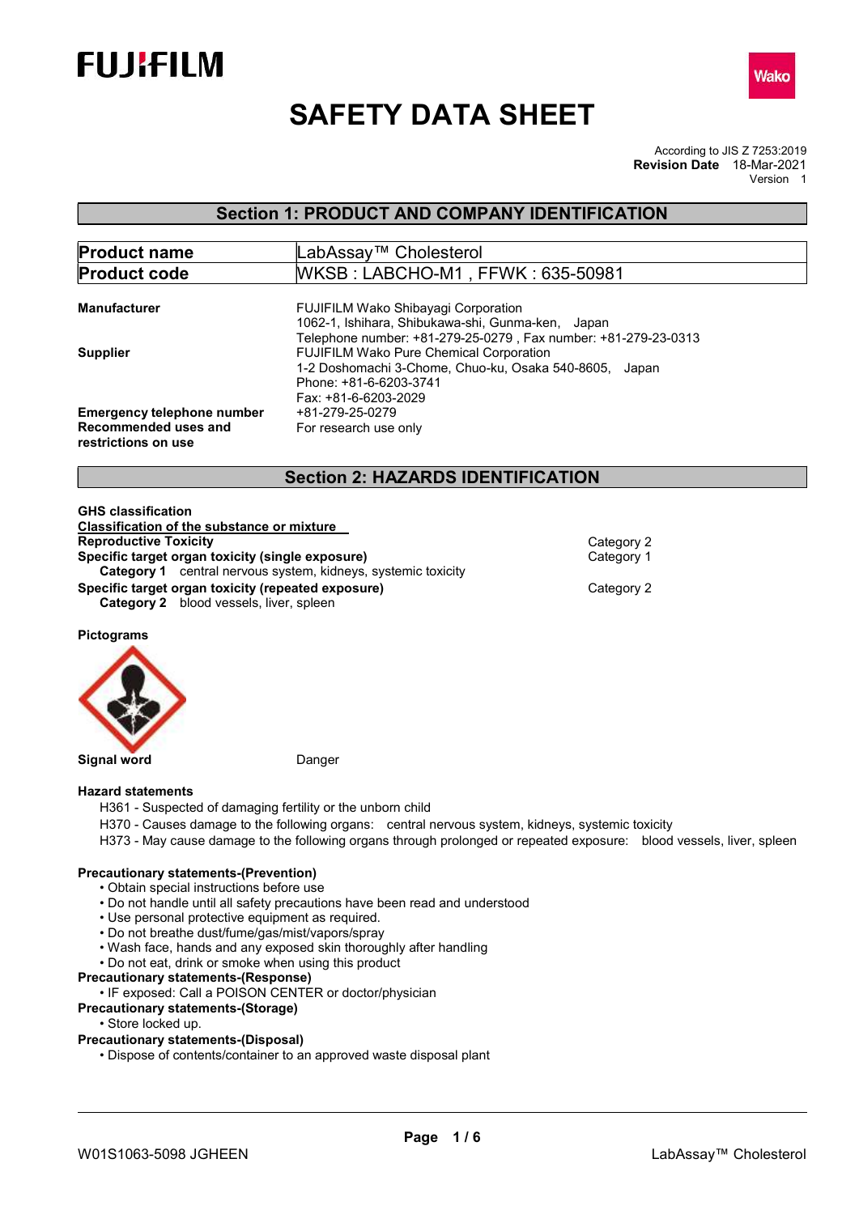# SAFETY DATA SHEET

According to JIS Z 7253:2019
**Revision Date** 18-Mar-2021
Version 1

## Section 1: PRODUCT AND COMPANY IDENTIFICATION

| **Product name** | LabAssay™ Cholesterol |
|---|---|
| **Product code** | WKSB : LABCHO-M1 , FFWK : 635-50981 |

**Manufacturer**
FUJIFILM Wako Shibayagi Corporation
1062-1, Ishihara, Shibukawa-shi, Gunma-ken, Japan
Telephone number: +81-279-25-0279 , Fax number: +81-279-23-0313

**Supplier**
FUJIFILM Wako Pure Chemical Corporation
1-2 Doshomachi 3-Chome, Chuo-ku, Osaka 540-8605, Japan
Phone: +81-6-6203-3741
Fax: +81-6-6203-2029

**Emergency telephone number** +81-279-25-0279

**Recommended uses and restrictions on use** For research use only

## Section 2: HAZARDS IDENTIFICATION

**GHS classification**

**Classification of the substance or mixture**

| | |
|---|---|
| **Reproductive Toxicity** | Category 2 |
| **Specific target organ toxicity (single exposure)** | Category 1 |
| **Category 1** central nervous system, kidneys, systemic toxicity | |
| **Specific target organ toxicity (repeated exposure)** | Category 2 |
| **Category 2** blood vessels, liver, spleen | |

**Pictograms**

**Signal word** Danger

**Hazard statements**

H361 - Suspected of damaging fertility or the unborn child
H370 - Causes damage to the following organs: central nervous system, kidneys, systemic toxicity
H373 - May cause damage to the following organs through prolonged or repeated exposure: blood vessels, liver, spleen

**Precautionary statements-(Prevention)**

- Obtain special instructions before use
- Do not handle until all safety precautions have been read and understood
- Use personal protective equipment as required.
- Do not breathe dust/fume/gas/mist/vapors/spray
- Wash face, hands and any exposed skin thoroughly after handling
- Do not eat, drink or smoke when using this product

**Precautionary statements-(Response)**

- IF exposed: Call a POISON CENTER or doctor/physician

**Precautionary statements-(Storage)**

- Store locked up.

**Precautionary statements-(Disposal)**

- Dispose of contents/container to an approved waste disposal plant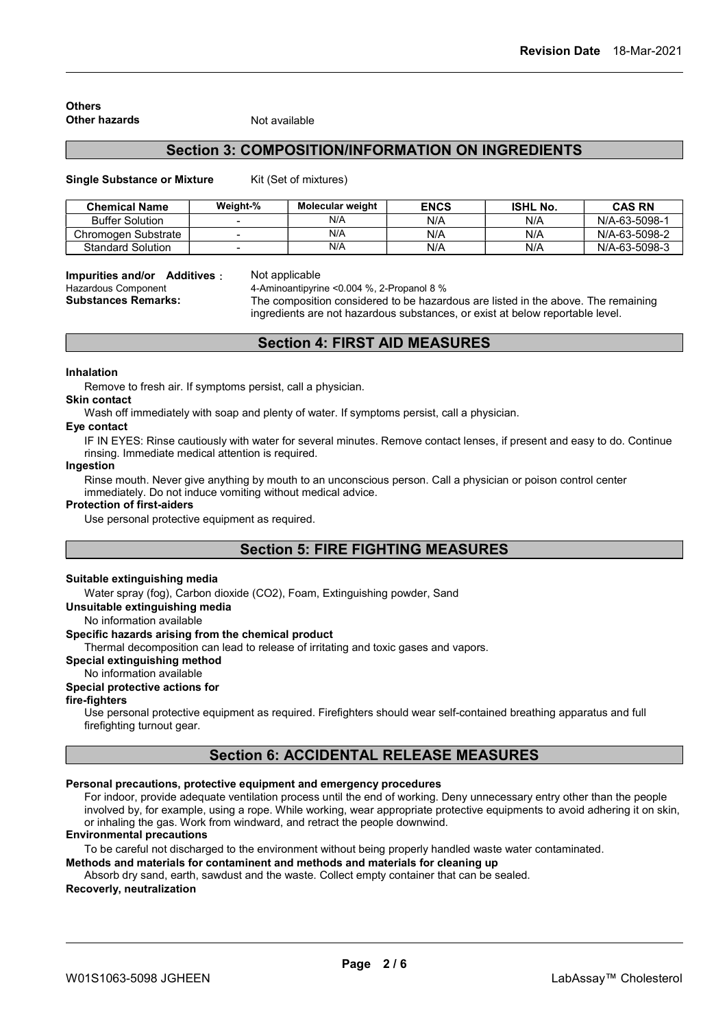**Others**

**Other hazards** Not available

## Section 3: COMPOSITION/INFORMATION ON INGREDIENTS

**Single Substance or Mixture** Kit (Set of mixtures)

| Chemical Name | Weight-% | Molecular weight | ENCS | ISHL No. | CAS RN |
|---|---|---|---|---|---|
| Buffer Solution | - | N/A | N/A | N/A | N/A-63-5098-1 |
| Chromogen Substrate | - | N/A | N/A | N/A | N/A-63-5098-2 |
| Standard Solution | - | N/A | N/A | N/A | N/A-63-5098-3 |

**Impurities and/or Additives**： Not applicable

Hazardous Component 4-Aminoantipyrine <0.004 %, 2-Propanol 8 %

**Substances Remarks:** The composition considered to be hazardous are listed in the above. The remaining ingredients are not hazardous substances, or exist at below reportable level.

## Section 4: FIRST AID MEASURES

**Inhalation**

Remove to fresh air. If symptoms persist, call a physician.

**Skin contact**

Wash off immediately with soap and plenty of water. If symptoms persist, call a physician.

**Eye contact**

IF IN EYES: Rinse cautiously with water for several minutes. Remove contact lenses, if present and easy to do. Continue rinsing. Immediate medical attention is required.

**Ingestion**

Rinse mouth. Never give anything by mouth to an unconscious person. Call a physician or poison control center immediately. Do not induce vomiting without medical advice.

**Protection of first-aiders**

Use personal protective equipment as required.

## Section 5: FIRE FIGHTING MEASURES

**Suitable extinguishing media**

Water spray (fog), Carbon dioxide ($CO_2$), Foam, Extinguishing powder, Sand

**Unsuitable extinguishing media**

No information available

**Specific hazards arising from the chemical product**

Thermal decomposition can lead to release of irritating and toxic gases and vapors.

**Special extinguishing method**

No information available

**Special protective actions for fire-fighters**

Use personal protective equipment as required. Firefighters should wear self-contained breathing apparatus and full firefighting turnout gear.

## Section 6: ACCIDENTAL RELEASE MEASURES

**Personal precautions, protective equipment and emergency procedures**

For indoor, provide adequate ventilation process until the end of working. Deny unnecessary entry other than the people involved by, for example, using a rope. While working, wear appropriate protective equipments to avoid adhering it on skin, or inhaling the gas. Work from windward, and retract the people downwind.

**Environmental precautions**

To be careful not discharged to the environment without being properly handled waste water contaminated.

**Methods and materials for contaminent and methods and materials for cleaning up**

Absorb dry sand, earth, sawdust and the waste. Collect empty container that can be sealed.

**Recoverly, neutralization**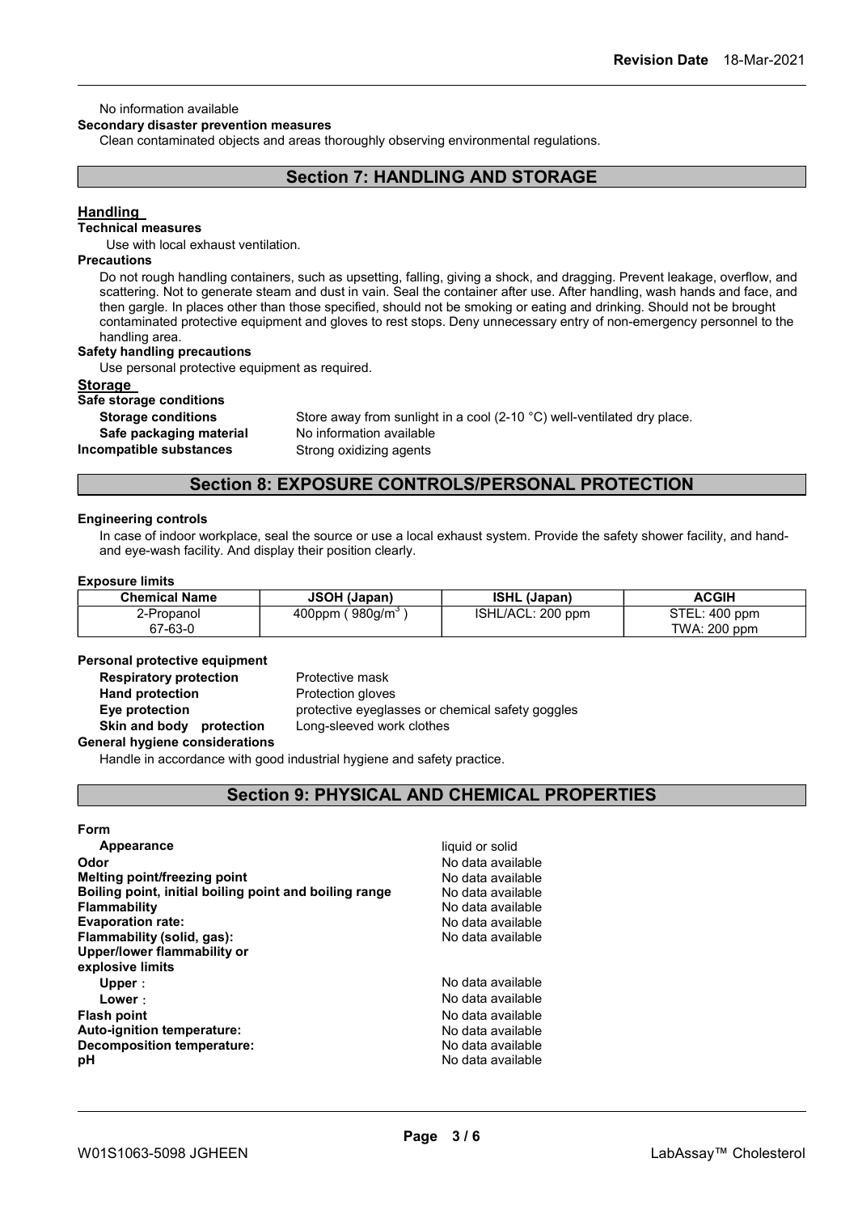No information available

**Secondary disaster prevention measures**

Clean contaminated objects and areas thoroughly observing environmental regulations.

## Section 7: HANDLING AND STORAGE

### Handling

**Technical measures**

Use with local exhaust ventilation.

**Precautions**

Do not rough handling containers, such as upsetting, falling, giving a shock, and dragging. Prevent leakage, overflow, and scattering. Not to generate steam and dust in vain. Seal the container after use. After handling, wash hands and face, and then gargle. In places other than those specified, should not be smoking or eating and drinking. Should not be brought contaminated protective equipment and gloves to rest stops. Deny unnecessary entry of non-emergency personnel to the handling area.

**Safety handling precautions**

Use personal protective equipment as required.

### Storage

**Safe storage conditions**

**Storage conditions** Store away from sunlight in a cool (2-10 °C) well-ventilated dry place.

**Safe packaging material** No information available

**Incompatible substances** Strong oxidizing agents

## Section 8: EXPOSURE CONTROLS/PERSONAL PROTECTION

**Engineering controls**

In case of indoor workplace, seal the source or use a local exhaust system. Provide the safety shower facility, and hand- and eye-wash facility. And display their position clearly.

**Exposure limits**

| Chemical Name | JSOH (Japan) | ISHL (Japan) | ACGIH |
|---|---|---|---|
| 2-Propanol<br>67-63-0 | 400ppm ( 980g/m$^3$ ) | ISHL/ACL: 200 ppm | STEL: 400 ppm<br>TWA: 200 ppm |

**Personal protective equipment**

**Respiratory protection** Protective mask

**Hand protection** Protection gloves

**Eye protection** protective eyeglasses or chemical safety goggles

**Skin and body protection** Long-sleeved work clothes

**General hygiene considerations**

Handle in accordance with good industrial hygiene and safety practice.

## Section 9: PHYSICAL AND CHEMICAL PROPERTIES

**Form**

**Appearance** liquid or solid

**Odor** No data available

**Melting point/freezing point** No data available

**Boiling point, initial boiling point and boiling range** No data available

**Flammability** No data available

**Evaporation rate:** No data available

**Flammability (solid, gas):** No data available

**Upper/lower flammability or explosive limits**

**Upper** : No data available

**Lower** : No data available

**Flash point** No data available

**Auto-ignition temperature:** No data available

**Decomposition temperature:** No data available

**pH** No data available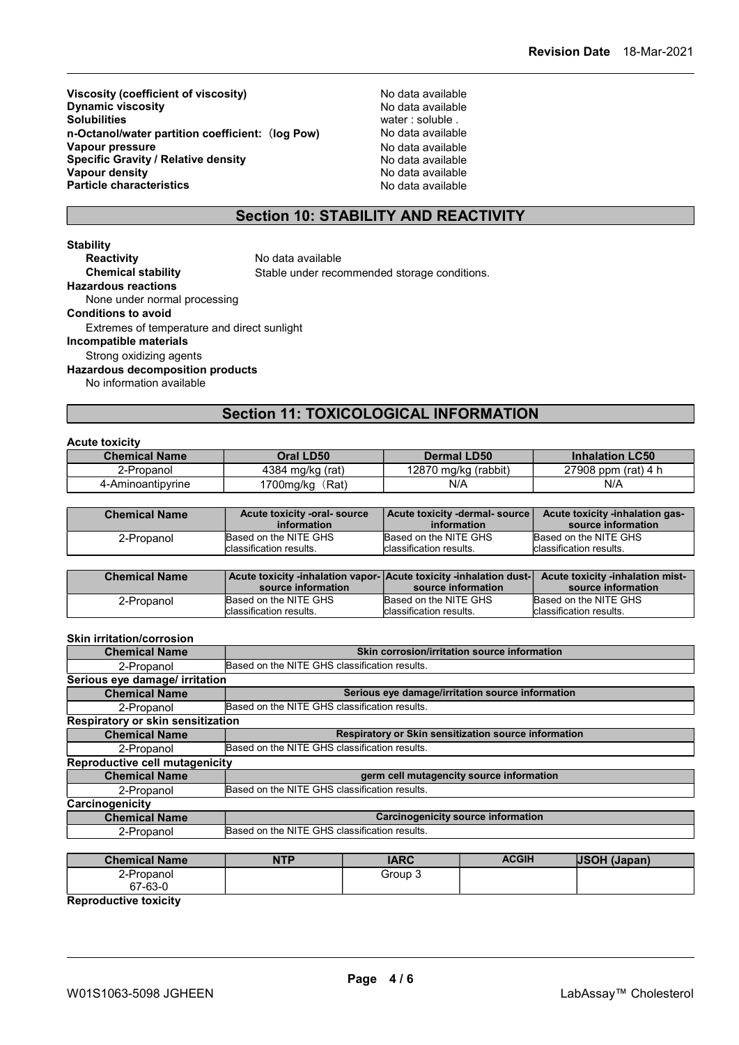**Viscosity (coefficient of viscosity)** No data available
**Dynamic viscosity** No data available
**Solubilities** water : soluble .
**n-Octanol/water partition coefficient:（log Pow)** No data available
**Vapour pressure** No data available
**Specific Gravity / Relative density** No data available
**Vapour density** No data available
**Particle characteristics** No data available

## Section 10: STABILITY AND REACTIVITY

**Stability**

**Reactivity** No data available

**Chemical stability** Stable under recommended storage conditions.

**Hazardous reactions**

None under normal processing

**Conditions to avoid**

Extremes of temperature and direct sunlight

**Incompatible materials**

Strong oxidizing agents

**Hazardous decomposition products**

No information available

## Section 11: TOXICOLOGICAL INFORMATION

**Acute toxicity**

| Chemical Name | Oral LD50 | Dermal LD50 | Inhalation LC50 |
|---|---|---|---|
| 2-Propanol | 4384 mg/kg (rat) | 12870 mg/kg (rabbit) | 27908 ppm (rat) 4 h |
| 4-Aminoantipyrine | 1700mg/kg（Rat) | N/A | N/A |

| Chemical Name | Acute toxicity -oral- source information | Acute toxicity -dermal- source information | Acute toxicity -inhalation gas- source information |
|---|---|---|---|
| 2-Propanol | Based on the NITE GHS classification results. | Based on the NITE GHS classification results. | Based on the NITE GHS classification results. |

| Chemical Name | Acute toxicity -inhalation vapor- source information | Acute toxicity -inhalation dust- source information | Acute toxicity -inhalation mist- source information |
|---|---|---|---|
| 2-Propanol | Based on the NITE GHS classification results. | Based on the NITE GHS classification results. | Based on the NITE GHS classification results. |

**Skin irritation/corrosion**

| Chemical Name | Skin corrosion/irritation source information |
|---|---|
| 2-Propanol | Based on the NITE GHS classification results. |

**Serious eye damage/ irritation**

| Chemical Name | Serious eye damage/irritation source information |
|---|---|
| 2-Propanol | Based on the NITE GHS classification results. |

**Respiratory or skin sensitization**

| Chemical Name | Respiratory or Skin sensitization source information |
|---|---|
| 2-Propanol | Based on the NITE GHS classification results. |

**Reproductive cell mutagenicity**

| Chemical Name | germ cell mutagencity source information |
|---|---|
| 2-Propanol | Based on the NITE GHS classification results. |

**Carcinogenicity**

| Chemical Name | Carcinogenicity source information |
|---|---|
| 2-Propanol | Based on the NITE GHS classification results. |

| Chemical Name | NTP | IARC | ACGIH | JSOH (Japan) |
|---|---|---|---|---|
| 2-Propanol 67-63-0 | | Group 3 | | |

**Reproductive toxicity**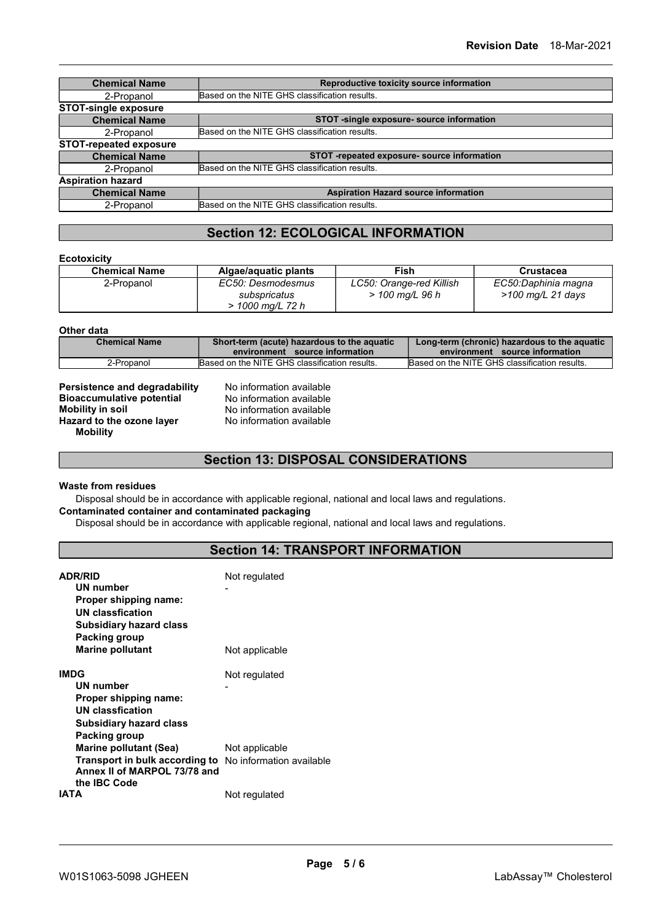| Chemical Name | Reproductive toxicity source information |
| --- | --- |
| 2-Propanol | Based on the NITE GHS classification results. |

**STOT-single exposure**

| Chemical Name | STOT -single exposure- source information |
| --- | --- |
| 2-Propanol | Based on the NITE GHS classification results. |

**STOT-repeated exposure**

| Chemical Name | STOT -repeated exposure- source information |
| --- | --- |
| 2-Propanol | Based on the NITE GHS classification results. |

**Aspiration hazard**

| Chemical Name | Aspiration Hazard source information |
| --- | --- |
| 2-Propanol | Based on the NITE GHS classification results. |

## Section 12: ECOLOGICAL INFORMATION

**Ecotoxicity**

| Chemical Name | Algae/aquatic plants | Fish | Crustacea |
| --- | --- | --- | --- |
| 2-Propanol | *EC50: Desmodesmus subspricatus > 1000 mg/L 72 h* | *LC50: Orange-red Killish > 100 mg/L 96 h* | *EC50:Daphinia magna >100 mg/L 21 days* |

**Other data**

| Chemical Name | Short-term (acute) hazardous to the aquatic environment source information | Long-term (chronic) hazardous to the aquatic environment source information |
| --- | --- | --- |
| 2-Propanol | Based on the NITE GHS classification results. | Based on the NITE GHS classification results. |

**Persistence and degradability** No information available
**Bioaccumulative potential** No information available
**Mobility in soil** No information available
**Hazard to the ozone layer** No information available
**Mobility**

## Section 13: DISPOSAL CONSIDERATIONS

**Waste from residues**

Disposal should be in accordance with applicable regional, national and local laws and regulations.

**Contaminated container and contaminated packaging**

Disposal should be in accordance with applicable regional, national and local laws and regulations.

## Section 14: TRANSPORT INFORMATION

**ADR/RID** Not regulated
- **UN number** -
- **Proper shipping name:**
- **UN classfication**
- **Subsidiary hazard class**
- **Packing group**
- **Marine pollutant** Not applicable

**IMDG** Not regulated
- **UN number** -
- **Proper shipping name:**
- **UN classfication**
- **Subsidiary hazard class**
- **Packing group**
- **Marine pollutant (Sea)** Not applicable
- **Transport in bulk according to Annex II of MARPOL 73/78 and the IBC Code** No information available

**IATA** Not regulated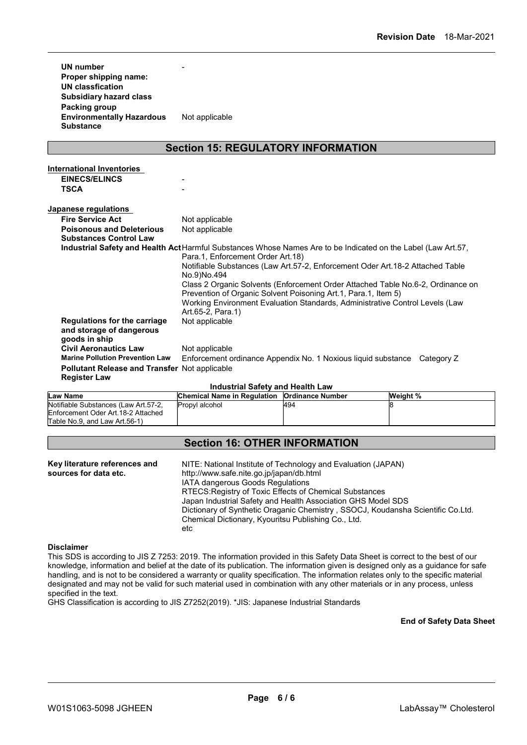| | |
|---|---|
| **UN number** | - |
| **Proper shipping name:** | |
| **UN classfication** | |
| **Subsidiary hazard class** | |
| **Packing group** | |
| **Environmentally Hazardous Substance** | Not applicable |

## Section 15: REGULATORY INFORMATION

**International Inventories**

| | |
|---|---|
| **EINECS/ELINCS** | - |
| **TSCA** | - |

**Japanese regulations**

| | |
|---|---|
| **Fire Service Act** | Not applicable |
| **Poisonous and Deleterious Substances Control Law** | Not applicable |
| **Industrial Safety and Health Act** | Harmful Substances Whose Names Are to be Indicated on the Label (Law Art.57, Para.1, Enforcement Order Art.18)<br>Notifiable Substances (Law Art.57-2, Enforcement Oder Art.18-2 Attached Table No.9)No.494<br>Class 2 Organic Solvents (Enforcement Order Attached Table No.6-2, Ordinance on Prevention of Organic Solvent Poisoning Art.1, Para.1, Item 5)<br>Working Environment Evaluation Standards, Administrative Control Levels (Law Art.65-2, Para.1) |
| **Regulations for the carriage and storage of dangerous goods in ship** | Not applicable |
| **Civil Aeronautics Law** | Not applicable |
| **Marine Pollution Prevention Law** | Enforcement ordinance Appendix No. 1 Noxious liquid substance Category Z |
| **Pollutant Release and Transfer Register Law** | Not applicable |

**Industrial Safety and Health Law**

| Law Name | Chemical Name in Regulation | Ordinance Number | Weight % |
|---|---|---|---|
| Notifiable Substances (Law Art.57-2, Enforcement Oder Art.18-2 Attached Table No.9, and Law Art.56-1) | Propyl alcohol | 494 | 8 |

## Section 16: OTHER INFORMATION

**Key literature references and sources for data etc.**

NITE: National Institute of Technology and Evaluation (JAPAN)
http://www.safe.nite.go.jp/japan/db.html
IATA dangerous Goods Regulations
RTECS:Registry of Toxic Effects of Chemical Substances
Japan Industrial Safety and Health Association GHS Model SDS
Dictionary of Synthetic Oraganic Chemistry , SSOCJ, Koudansha Scientific Co.Ltd.
Chemical Dictionary, Kyouritsu Publishing Co., Ltd.
etc

**Disclaimer**

This SDS is according to JIS Z 7253: 2019. The information provided in this Safety Data Sheet is correct to the best of our knowledge, information and belief at the date of its publication. The information given is designed only as a guidance for safe handling, and is not to be considered a warranty or quality specification. The information relates only to the specific material designated and may not be valid for such material used in combination with any other materials or in any process, unless specified in the text.

GHS Classification is according to JIS Z7252(2019). *JIS: Japanese Industrial Standards

**End of Safety Data Sheet**